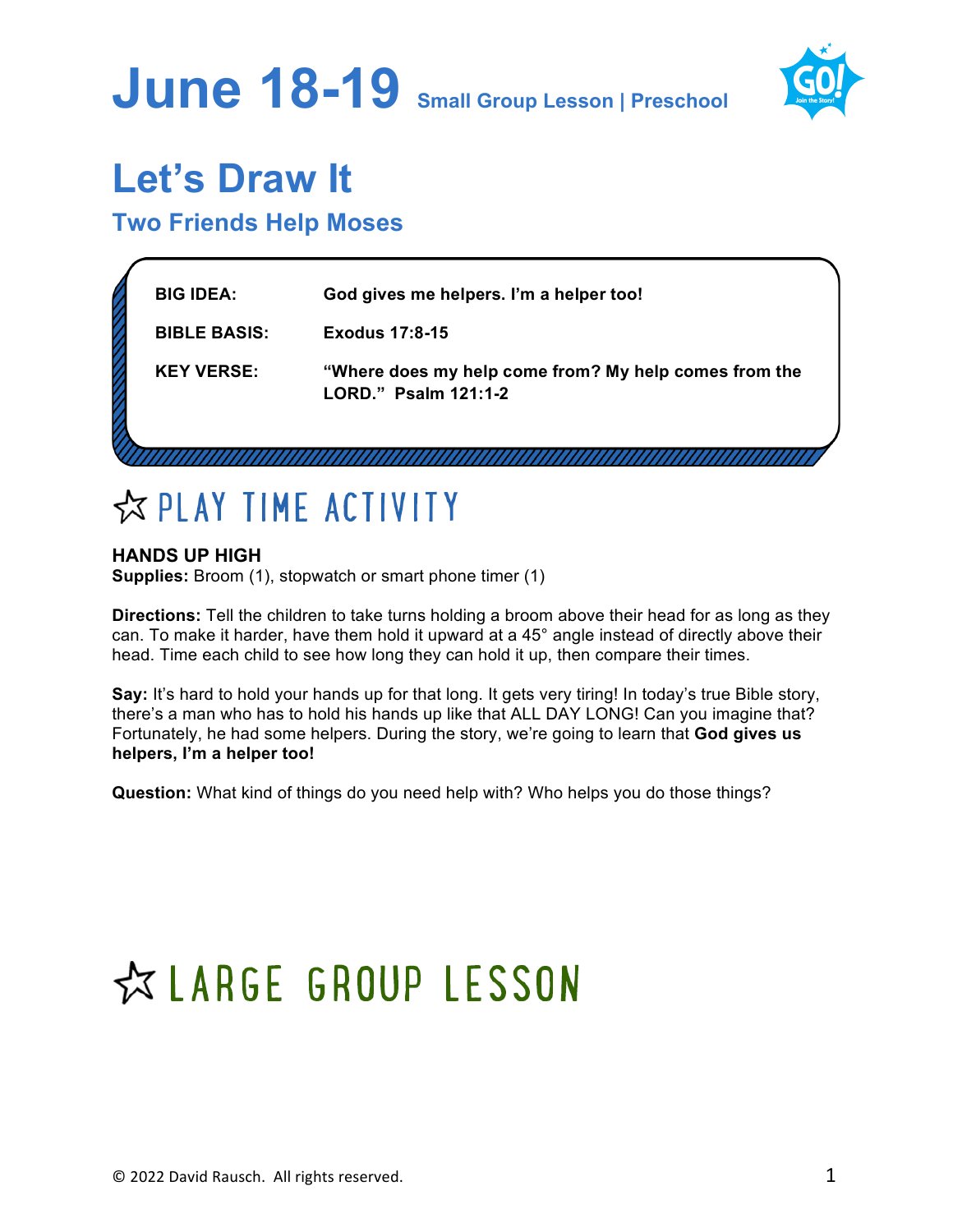# June 18-19 Small Group Lesson | Preschool

## Let's Draw It

### Two Friends Help Moses

| | |
|---|---|
| **BIG IDEA:** | **God gives me helpers. I'm a helper too!** |
| **BIBLE BASIS:** | **Exodus 17:8-15** |
| **KEY VERSE:** | **"Where does my help come from? My help comes from the LORD." Psalm 121:1-2** |

## ☆ PLAY TIME ACTIVITY

**HANDS UP HIGH**
**Supplies:** Broom (1), stopwatch or smart phone timer (1)

**Directions:** Tell the children to take turns holding a broom above their head for as long as they can. To make it harder, have them hold it upward at a 45° angle instead of directly above their head. Time each child to see how long they can hold it up, then compare their times.

**Say:** It's hard to hold your hands up for that long. It gets very tiring! In today's true Bible story, there's a man who has to hold his hands up like that ALL DAY LONG! Can you imagine that? Fortunately, he had some helpers. During the story, we're going to learn that **God gives us helpers, I'm a helper too!**

**Question:** What kind of things do you need help with? Who helps you do those things?

## ☆ LARGE GROUP LESSON

© 2022 David Rausch. All rights reserved.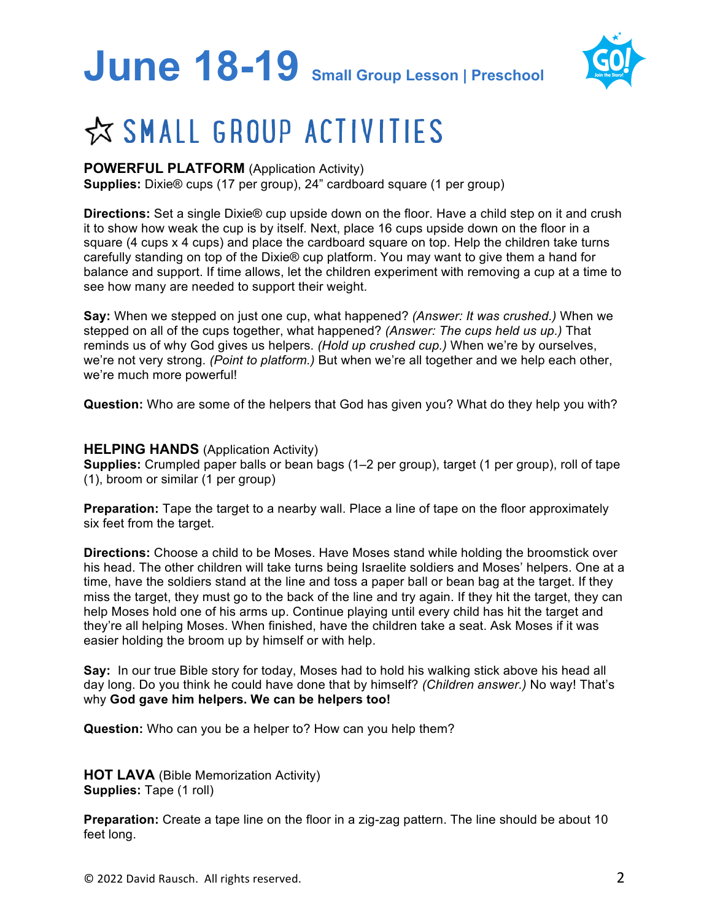# June 18-19 Small Group Lesson | Preschool

## ☆ SMALL GROUP ACTIVITIES

**POWERFUL PLATFORM** (Application Activity)
**Supplies:** Dixie® cups (17 per group), 24" cardboard square (1 per group)

**Directions:** Set a single Dixie® cup upside down on the floor. Have a child step on it and crush it to show how weak the cup is by itself. Next, place 16 cups upside down on the floor in a square (4 cups x 4 cups) and place the cardboard square on top. Help the children take turns carefully standing on top of the Dixie® cup platform. You may want to give them a hand for balance and support. If time allows, let the children experiment with removing a cup at a time to see how many are needed to support their weight.

**Say:** When we stepped on just one cup, what happened? *(Answer: It was crushed.)* When we stepped on all of the cups together, what happened? *(Answer: The cups held us up.)* That reminds us of why God gives us helpers. *(Hold up crushed cup.)* When we're by ourselves, we're not very strong. *(Point to platform.)* But when we're all together and we help each other, we're much more powerful!

**Question:** Who are some of the helpers that God has given you? What do they help you with?

**HELPING HANDS** (Application Activity)
**Supplies:** Crumpled paper balls or bean bags (1–2 per group), target (1 per group), roll of tape (1), broom or similar (1 per group)

**Preparation:** Tape the target to a nearby wall. Place a line of tape on the floor approximately six feet from the target.

**Directions:** Choose a child to be Moses. Have Moses stand while holding the broomstick over his head. The other children will take turns being Israelite soldiers and Moses' helpers. One at a time, have the soldiers stand at the line and toss a paper ball or bean bag at the target. If they miss the target, they must go to the back of the line and try again. If they hit the target, they can help Moses hold one of his arms up. Continue playing until every child has hit the target and they're all helping Moses. When finished, have the children take a seat. Ask Moses if it was easier holding the broom up by himself or with help.

**Say:** In our true Bible story for today, Moses had to hold his walking stick above his head all day long. Do you think he could have done that by himself? *(Children answer.)* No way! That's why **God gave him helpers. We can be helpers too!**

**Question:** Who can you be a helper to? How can you help them?

**HOT LAVA** (Bible Memorization Activity)
**Supplies:** Tape (1 roll)

**Preparation:** Create a tape line on the floor in a zig-zag pattern. The line should be about 10 feet long.

© 2022 David Rausch. All rights reserved.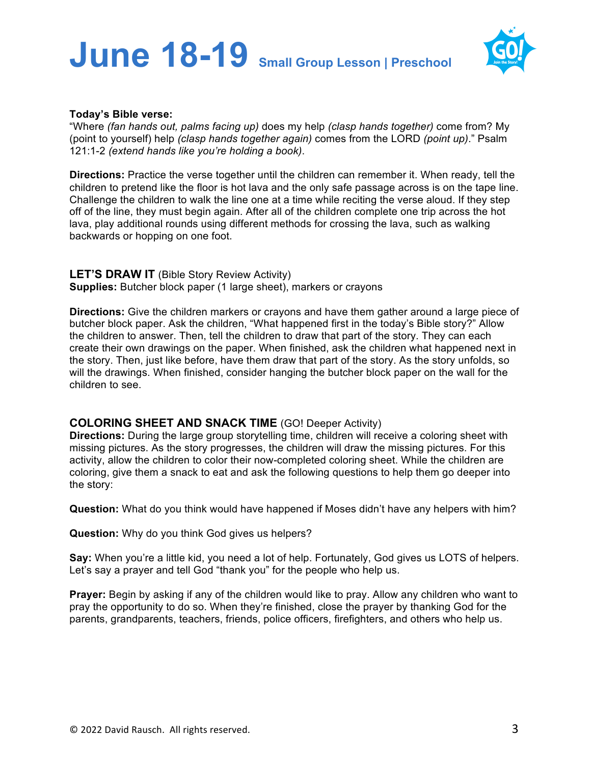# June 18-19 Small Group Lesson | Preschool

**Today's Bible verse:**
"Where *(fan hands out, palms facing up)* does my help *(clasp hands together)* come from? My (point to yourself) help *(clasp hands together again)* comes from the LORD *(point up)*." Psalm 121:1-2 *(extend hands like you're holding a book)*.

**Directions:** Practice the verse together until the children can remember it. When ready, tell the children to pretend like the floor is hot lava and the only safe passage across is on the tape line. Challenge the children to walk the line one at a time while reciting the verse aloud. If they step off of the line, they must begin again. After all of the children complete one trip across the hot lava, play additional rounds using different methods for crossing the lava, such as walking backwards or hopping on one foot.

## LET'S DRAW IT (Bible Story Review Activity)

**Supplies:** Butcher block paper (1 large sheet), markers or crayons

**Directions:** Give the children markers or crayons and have them gather around a large piece of butcher block paper. Ask the children, "What happened first in the today's Bible story?" Allow the children to answer. Then, tell the children to draw that part of the story. They can each create their own drawings on the paper. When finished, ask the children what happened next in the story. Then, just like before, have them draw that part of the story. As the story unfolds, so will the drawings. When finished, consider hanging the butcher block paper on the wall for the children to see.

## COLORING SHEET AND SNACK TIME (GO! Deeper Activity)

**Directions:** During the large group storytelling time, children will receive a coloring sheet with missing pictures. As the story progresses, the children will draw the missing pictures. For this activity, allow the children to color their now-completed coloring sheet. While the children are coloring, give them a snack to eat and ask the following questions to help them go deeper into the story:

**Question:** What do you think would have happened if Moses didn't have any helpers with him?

**Question:** Why do you think God gives us helpers?

**Say:** When you're a little kid, you need a lot of help. Fortunately, God gives us LOTS of helpers. Let's say a prayer and tell God "thank you" for the people who help us.

**Prayer:** Begin by asking if any of the children would like to pray. Allow any children who want to pray the opportunity to do so. When they're finished, close the prayer by thanking God for the parents, grandparents, teachers, friends, police officers, firefighters, and others who help us.

© 2022 David Rausch. All rights reserved.